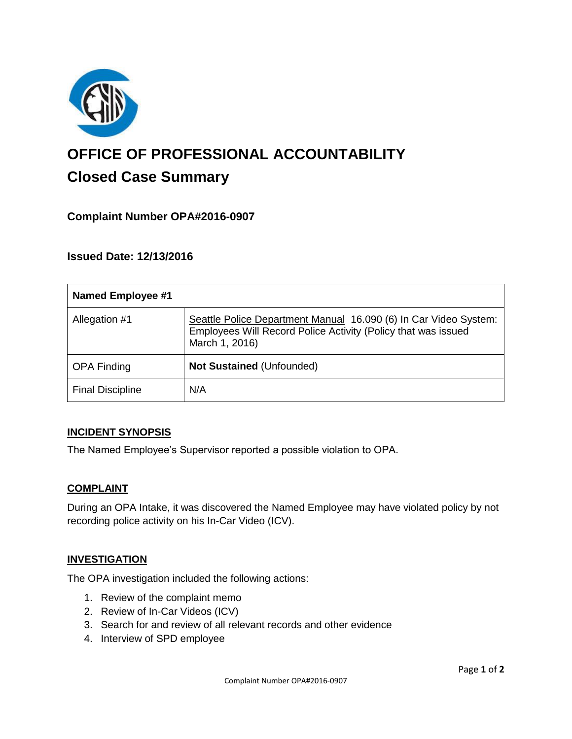# OFFICE OF PROFESSIONAL ACCOUNTABILITY

## Closed Case Summary

### Complaint Number OPA#2016-0907

### Issued Date: 12/13/2016

| Named Employee #1 | |
|---|---|
| Allegation #1 | Seattle Police Department Manual 16.090 (6) In Car Video System: Employees Will Record Police Activity (Policy that was issued March 1, 2016) |
| OPA Finding | **Not Sustained** (Unfounded) |
| Final Discipline | N/A |

### INCIDENT SYNOPSIS

The Named Employee's Supervisor reported a possible violation to OPA.

### COMPLAINT

During an OPA Intake, it was discovered the Named Employee may have violated policy by not recording police activity on his In-Car Video (ICV).

### INVESTIGATION

The OPA investigation included the following actions:

1. Review of the complaint memo
2. Review of In-Car Videos (ICV)
3. Search for and review of all relevant records and other evidence
4. Interview of SPD employee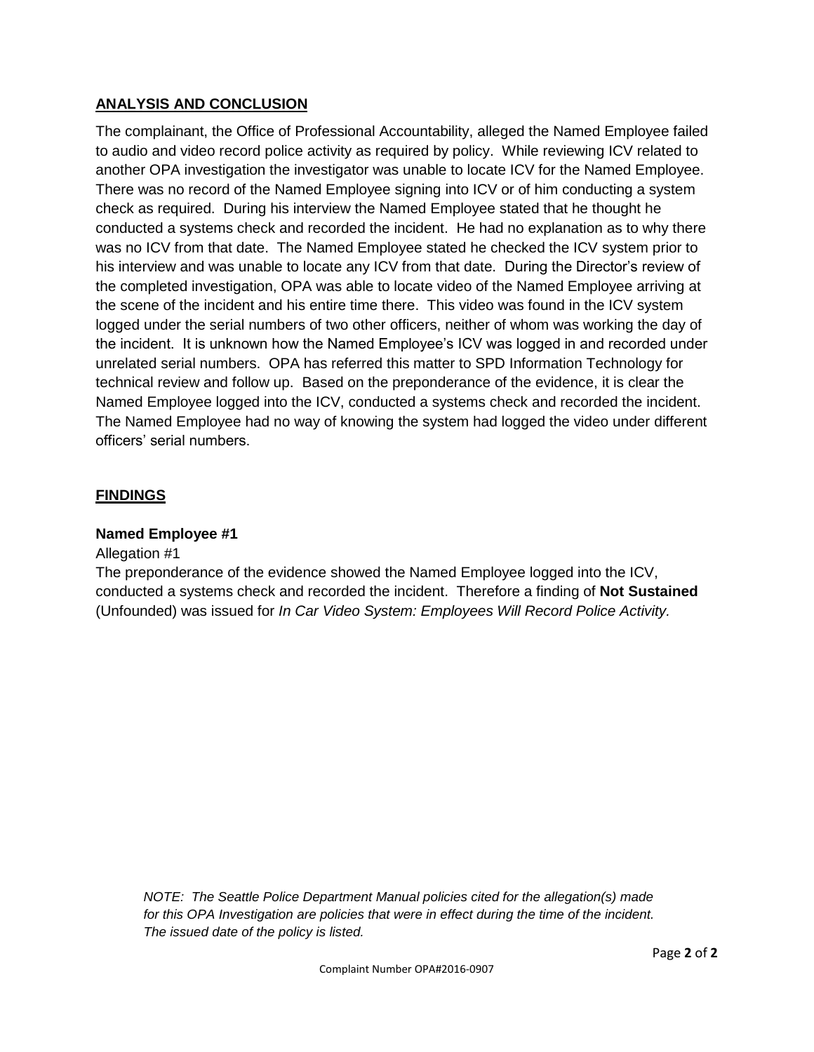## ANALYSIS AND CONCLUSION

The complainant, the Office of Professional Accountability, alleged the Named Employee failed to audio and video record police activity as required by policy. While reviewing ICV related to another OPA investigation the investigator was unable to locate ICV for the Named Employee. There was no record of the Named Employee signing into ICV or of him conducting a system check as required. During his interview the Named Employee stated that he thought he conducted a systems check and recorded the incident. He had no explanation as to why there was no ICV from that date. The Named Employee stated he checked the ICV system prior to his interview and was unable to locate any ICV from that date. During the Director's review of the completed investigation, OPA was able to locate video of the Named Employee arriving at the scene of the incident and his entire time there. This video was found in the ICV system logged under the serial numbers of two other officers, neither of whom was working the day of the incident. It is unknown how the Named Employee's ICV was logged in and recorded under unrelated serial numbers. OPA has referred this matter to SPD Information Technology for technical review and follow up. Based on the preponderance of the evidence, it is clear the Named Employee logged into the ICV, conducted a systems check and recorded the incident. The Named Employee had no way of knowing the system had logged the video under different officers' serial numbers.

## FINDINGS

**Named Employee #1**

Allegation #1

The preponderance of the evidence showed the Named Employee logged into the ICV, conducted a systems check and recorded the incident. Therefore a finding of **Not Sustained** (Unfounded) was issued for *In Car Video System: Employees Will Record Police Activity.*

*NOTE: The Seattle Police Department Manual policies cited for the allegation(s) made for this OPA Investigation are policies that were in effect during the time of the incident. The issued date of the policy is listed.*

Complaint Number OPA#2016-0907